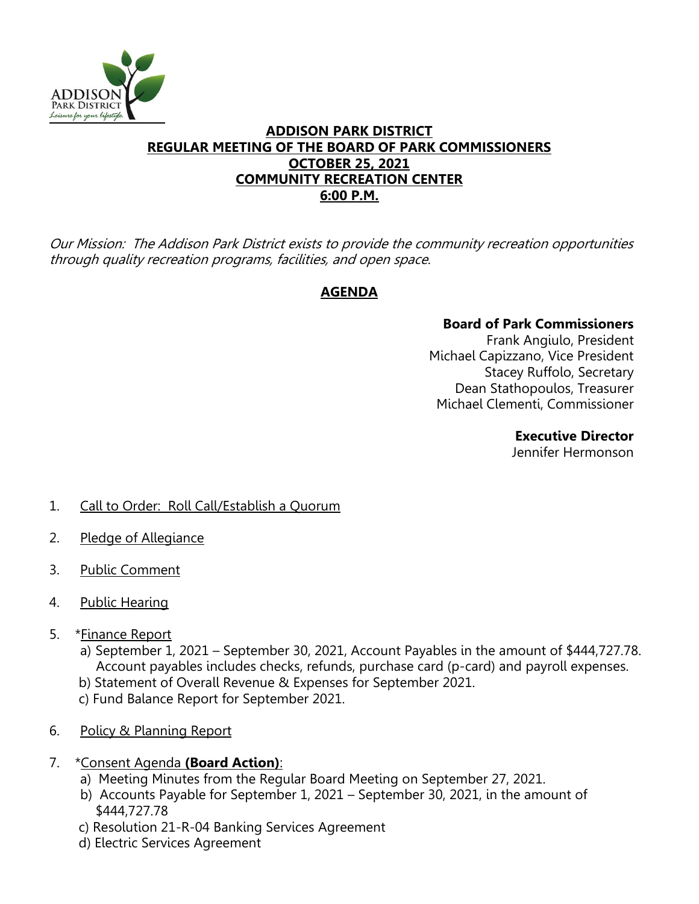# ADDISON PARK DISTRICT
## REGULAR MEETING OF THE BOARD OF PARK COMMISSIONERS
## OCTOBER 25, 2021
## COMMUNITY RECREATION CENTER
## 6:00 P.M.

*Our Mission: The Addison Park District exists to provide the community recreation opportunities through quality recreation programs, facilities, and open space.*

## AGENDA

**Board of Park Commissioners**
Frank Angiulo, President
Michael Capizzano, Vice President
Stacey Ruffolo, Secretary
Dean Stathopoulos, Treasurer
Michael Clementi, Commissioner

**Executive Director**
Jennifer Hermonson

1. Call to Order: Roll Call/Establish a Quorum

2. Pledge of Allegiance

3. Public Comment

4. Public Hearing

5. *Finance Report
   a) September 1, 2021 – September 30, 2021, Account Payables in the amount of $444,727.78. Account payables includes checks, refunds, purchase card (p-card) and payroll expenses.
   b) Statement of Overall Revenue & Expenses for September 2021.
   c) Fund Balance Report for September 2021.

6. Policy & Planning Report

7. *Consent Agenda **(Board Action)**:
   a) Meeting Minutes from the Regular Board Meeting on September 27, 2021.
   b) Accounts Payable for September 1, 2021 – September 30, 2021, in the amount of $444,727.78
   c) Resolution 21-R-04 Banking Services Agreement
   d) Electric Services Agreement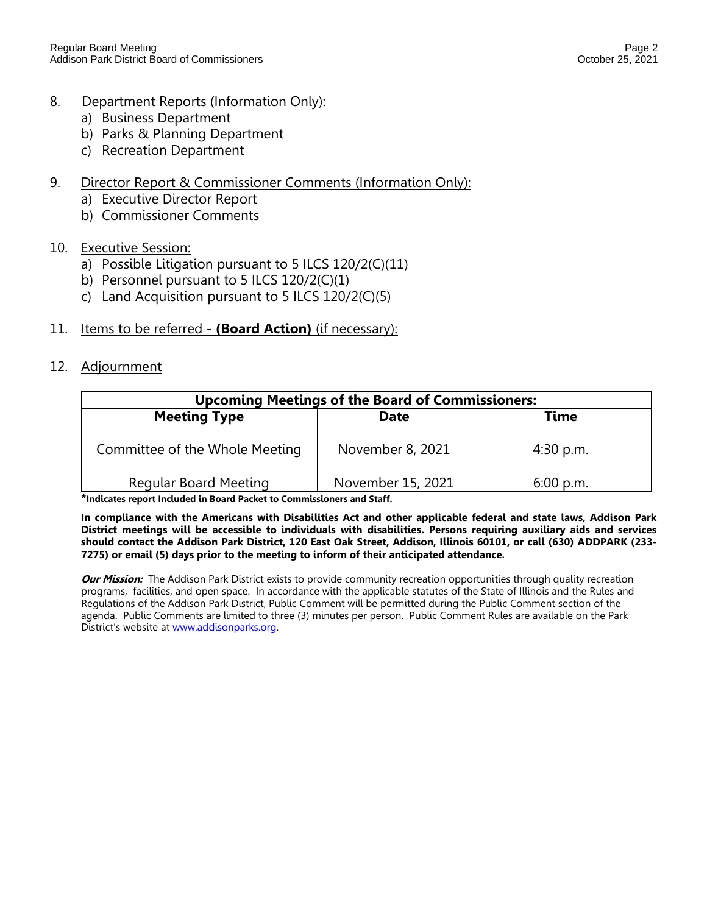8. Department Reports (Information Only):
   a) Business Department
   b) Parks & Planning Department
   c) Recreation Department

9. Director Report & Commissioner Comments (Information Only):
   a) Executive Director Report
   b) Commissioner Comments

10. Executive Session:
    a) Possible Litigation pursuant to 5 ILCS 120/2(C)(11)
    b) Personnel pursuant to 5 ILCS 120/2(C)(1)
    c) Land Acquisition pursuant to 5 ILCS 120/2(C)(5)

11. Items to be referred - **(Board Action)** (if necessary):

12. Adjournment

| Upcoming Meetings of the Board of Commissioners: | | |
|---|---|---|
| **Meeting Type** | **Date** | **Time** |
| Committee of the Whole Meeting | November 8, 2021 | 4:30 p.m. |
| Regular Board Meeting | November 15, 2021 | 6:00 p.m. |

**\*Indicates report Included in Board Packet to Commissioners and Staff.**

**In compliance with the Americans with Disabilities Act and other applicable federal and state laws, Addison Park District meetings will be accessible to individuals with disabilities. Persons requiring auxiliary aids and services should contact the Addison Park District, 120 East Oak Street, Addison, Illinois 60101, or call (630) ADDPARK (233-7275) or email (5) days prior to the meeting to inform of their anticipated attendance.**

***Our Mission:*** The Addison Park District exists to provide community recreation opportunities through quality recreation programs, facilities, and open space. In accordance with the applicable statutes of the State of Illinois and the Rules and Regulations of the Addison Park District, Public Comment will be permitted during the Public Comment section of the agenda. Public Comments are limited to three (3) minutes per person. Public Comment Rules are available on the Park District's website at www.addisonparks.org.